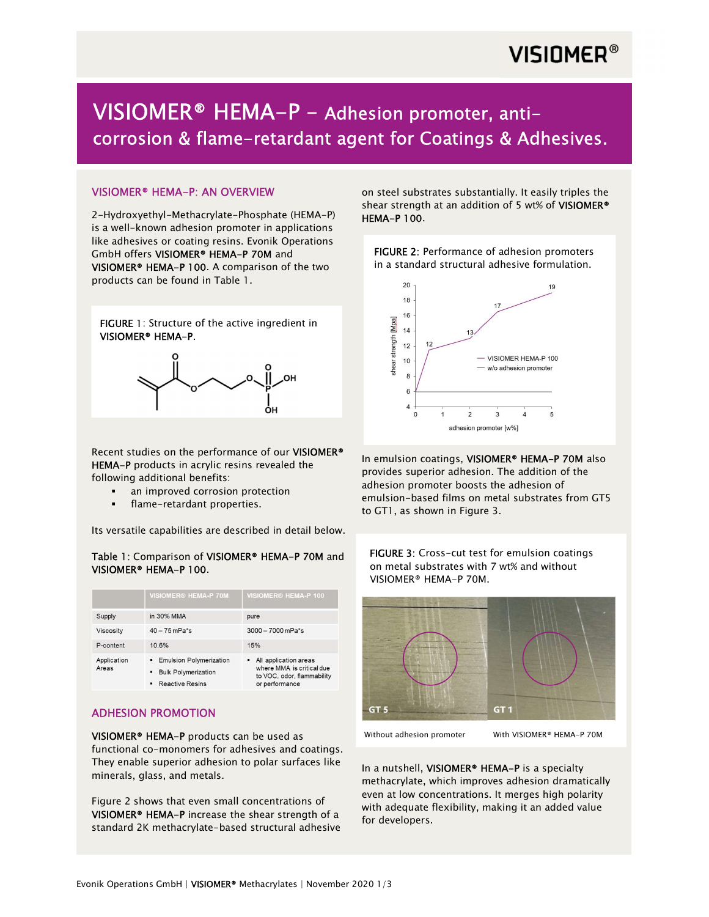# VISIOMER® HEMA-P – Adhesion promoter, anti-corrosion & flame-retardant agent for Coatings & Adhesives.

## VISIOMER® HEMA-P: AN OVERVIEW

2-Hydroxyethyl-Methacrylate-Phosphate (HEMA-P) is a well-known adhesion promoter in applications like adhesives or coating resins. Evonik Operations GmbH offers **VISIOMER® HEMA-P 70M** and **VISIOMER® HEMA-P 100**. A comparison of the two products can be found in Table 1.

**FIGURE 1**: Structure of the active ingredient in **VISIOMER® HEMA-P**.

Recent studies on the performance of our **VISIOMER® HEMA-P** products in acrylic resins revealed the following additional benefits:

- an improved corrosion protection
- flame-retardant properties.

Its versatile capabilities are described in detail below.

**Table 1**: Comparison of **VISIOMER® HEMA-P 70M** and **VISIOMER® HEMA-P 100**.

| | VISIOMER® HEMA-P 70M | VISIOMER® HEMA-P 100 |
|---|---|---|
| Supply | in 30% MMA | pure |
| Viscosity | 40 – 75 mPa*s | 3000 – 7000 mPa*s |
| P-content | 10.6% | 15% |
| Application Areas | ▪ Emulsion Polymerization<br>▪ Bulk Polymerization<br>▪ Reactive Resins | ▪ All application areas where MMA is critical due to VOC, odor, flammability or performance |

## ADHESION PROMOTION

**VISIOMER® HEMA-P** products can be used as functional co-monomers for adhesives and coatings. They enable superior adhesion to polar surfaces like minerals, glass, and metals.

Figure 2 shows that even small concentrations of **VISIOMER® HEMA-P** increase the shear strength of a standard 2K methacrylate-based structural adhesive on steel substrates substantially. It easily triples the shear strength at an addition of 5 wt% of **VISIOMER® HEMA-P 100**.

**FIGURE 2**: Performance of adhesion promoters in a standard structural adhesive formulation.

In emulsion coatings, **VISIOMER® HEMA-P 70M** also provides superior adhesion. The addition of the adhesion promoter boosts the adhesion of emulsion-based films on metal substrates from GT5 to GT1, as shown in Figure 3.

**FIGURE 3**: Cross-cut test for emulsion coatings on metal substrates with 7 wt% and without VISIOMER® HEMA-P 70M.

Without adhesion promoter — With VISIOMER® HEMA-P 70M

In a nutshell, **VISIOMER® HEMA-P** is a specialty methacrylate, which improves adhesion dramatically even at low concentrations. It merges high polarity with adequate flexibility, making it an added value for developers.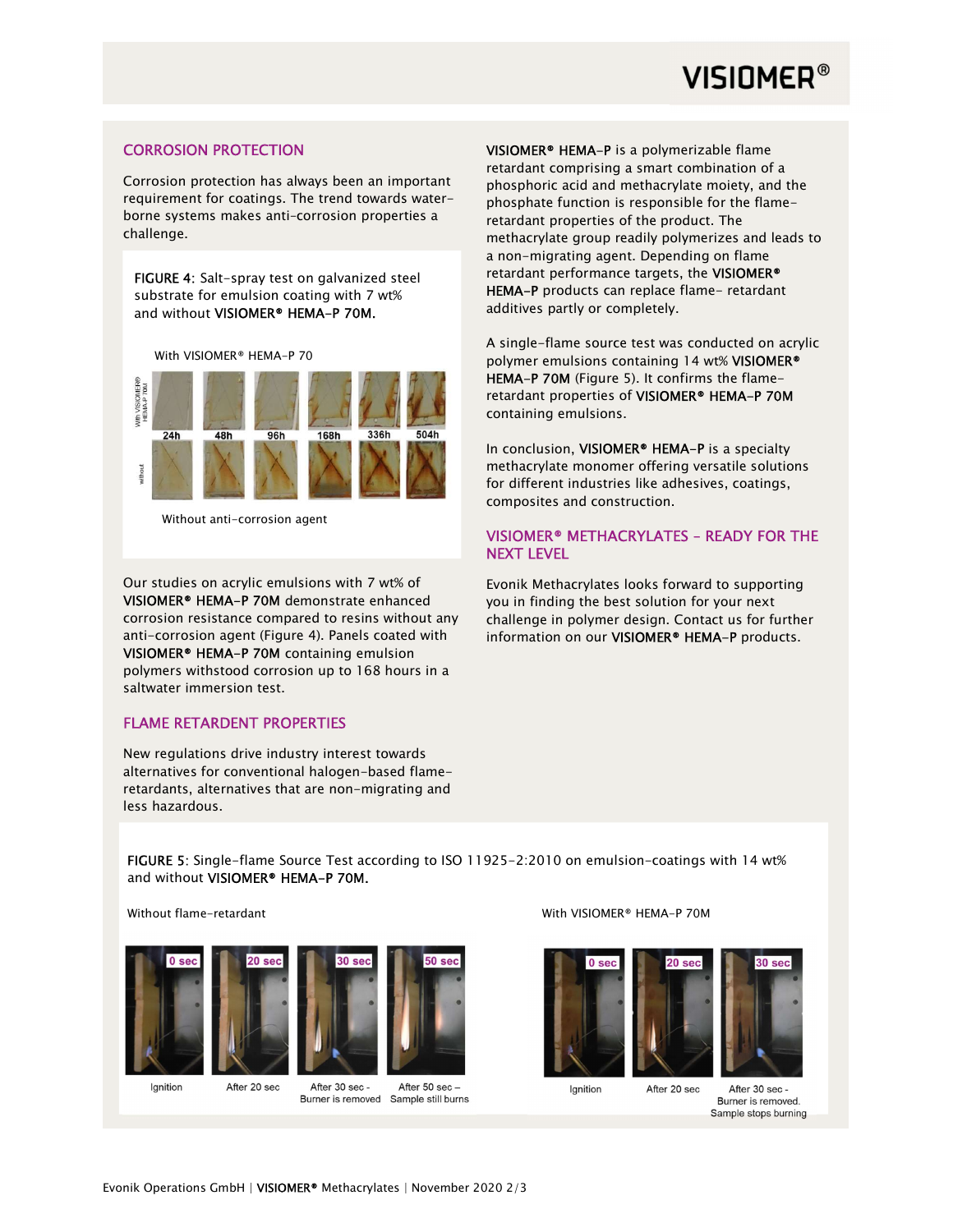## CORROSION PROTECTION

Corrosion protection has always been an important requirement for coatings. The trend towards water-borne systems makes anti-corrosion properties a challenge.

**FIGURE 4**: Salt-spray test on galvanized steel substrate for emulsion coating with 7 wt% and without **VISIOMER® HEMA-P 70M.**

With VISIOMER® HEMA-P 70

24h 48h 96h 168h 336h 504h

Without anti-corrosion agent

Our studies on acrylic emulsions with 7 wt% of **VISIOMER® HEMA-P 70M** demonstrate enhanced corrosion resistance compared to resins without any anti-corrosion agent (Figure 4). Panels coated with **VISIOMER® HEMA-P 70M** containing emulsion polymers withstood corrosion up to 168 hours in a saltwater immersion test.

## FLAME RETARDENT PROPERTIES

New regulations drive industry interest towards alternatives for conventional halogen-based flame-retardants, alternatives that are non-migrating and less hazardous.

**VISIOMER® HEMA-P** is a polymerizable flame retardant comprising a smart combination of a phosphoric acid and methacrylate moiety, and the phosphate function is responsible for the flame-retardant properties of the product. The methacrylate group readily polymerizes and leads to a non-migrating agent. Depending on flame retardant performance targets, the **VISIOMER® HEMA-P** products can replace flame- retardant additives partly or completely.

A single-flame source test was conducted on acrylic polymer emulsions containing 14 wt% **VISIOMER® HEMA-P 70M** (Figure 5). It confirms the flame-retardant properties of **VISIOMER® HEMA-P 70M** containing emulsions.

In conclusion, **VISIOMER® HEMA-P** is a specialty methacrylate monomer offering versatile solutions for different industries like adhesives, coatings, composites and construction.

## VISIOMER® METHACRYLATES – READY FOR THE NEXT LEVEL

Evonik Methacrylates looks forward to supporting you in finding the best solution for your next challenge in polymer design. Contact us for further information on our **VISIOMER® HEMA-P** products.

**FIGURE 5**: Single-flame Source Test according to ISO 11925-2:2010 on emulsion-coatings with 14 wt% and without **VISIOMER® HEMA-P 70M.**

Without flame-retardant

0 sec – Ignition; 20 sec – After 20 sec; 30 sec – After 30 sec - Burner is removed; 50 sec – After 50 sec – Sample still burns

With VISIOMER® HEMA-P 70M

0 sec – Ignition; 20 sec – After 20 sec; 30 sec – After 30 sec - Burner is removed. Sample stops burning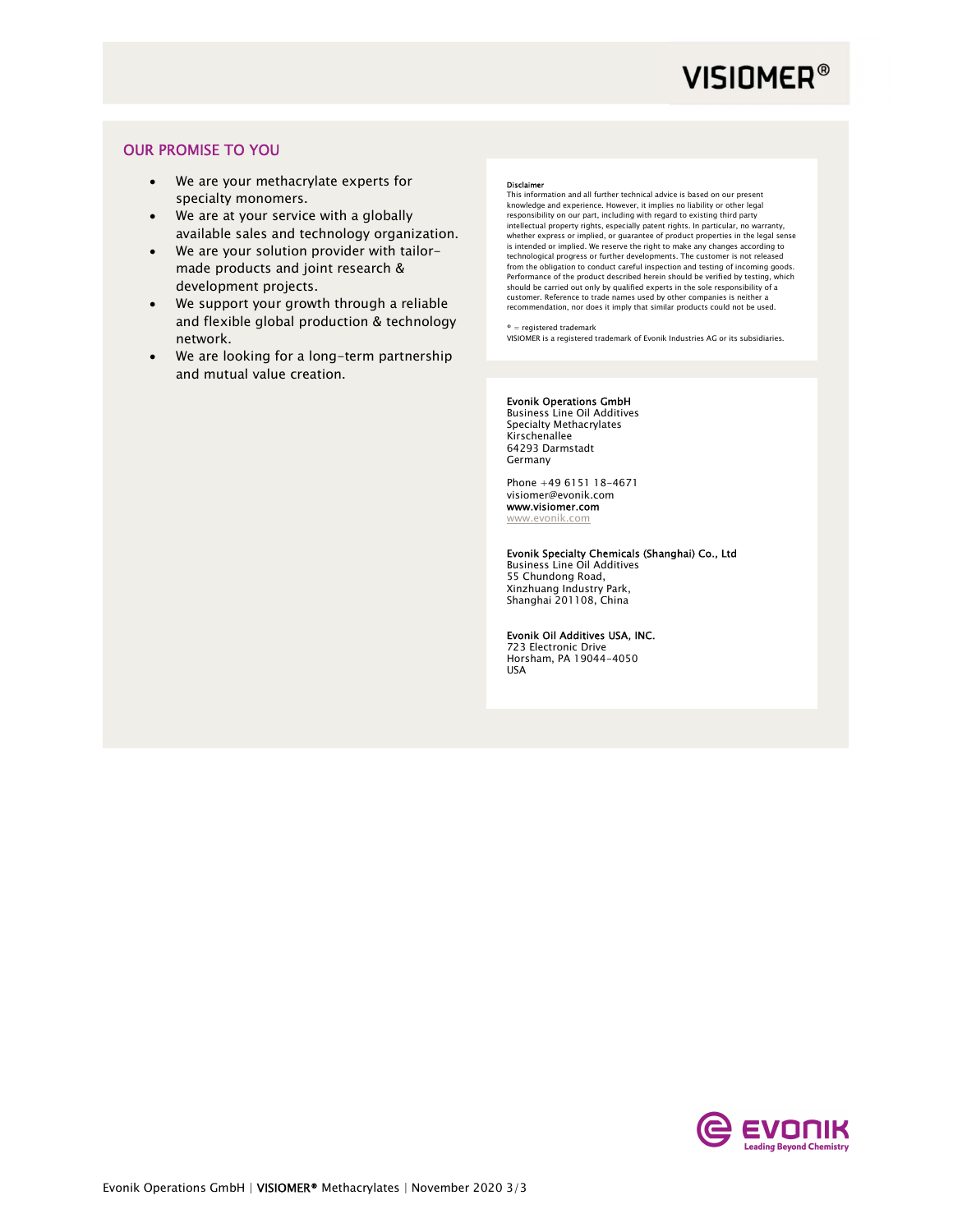VISIOMER®

## OUR PROMISE TO YOU

- We are your methacrylate experts for specialty monomers.
- We are at your service with a globally available sales and technology organization.
- We are your solution provider with tailor-made products and joint research & development projects.
- We support your growth through a reliable and flexible global production & technology network.
- We are looking for a long-term partnership and mutual value creation.

**Disclaimer**
This information and all further technical advice is based on our present knowledge and experience. However, it implies no liability or other legal responsibility on our part, including with regard to existing third party intellectual property rights, especially patent rights. In particular, no warranty, whether express or implied, or guarantee of product properties in the legal sense is intended or implied. We reserve the right to make any changes according to technological progress or further developments. The customer is not released from the obligation to conduct careful inspection and testing of incoming goods. Performance of the product described herein should be verified by testing, which should be carried out only by qualified experts in the sole responsibility of a customer. Reference to trade names used by other companies is neither a recommendation, nor does it imply that similar products could not be used.

® = registered trademark
VISIOMER is a registered trademark of Evonik Industries AG or its subsidiaries.

**Evonik Operations GmbH**
Business Line Oil Additives
Specialty Methacrylates
Kirschenallee
64293 Darmstadt
Germany

Phone +49 6151 18-4671
visiomer@evonik.com
**www.visiomer.com**
www.evonik.com

**Evonik Specialty Chemicals (Shanghai) Co., Ltd**
Business Line Oil Additives
55 Chundong Road,
Xinzhuang Industry Park,
Shanghai 201108, China

**Evonik Oil Additives USA, INC.**
723 Electronic Drive
Horsham, PA 19044-4050
USA

EVONIK
Leading Beyond Chemistry